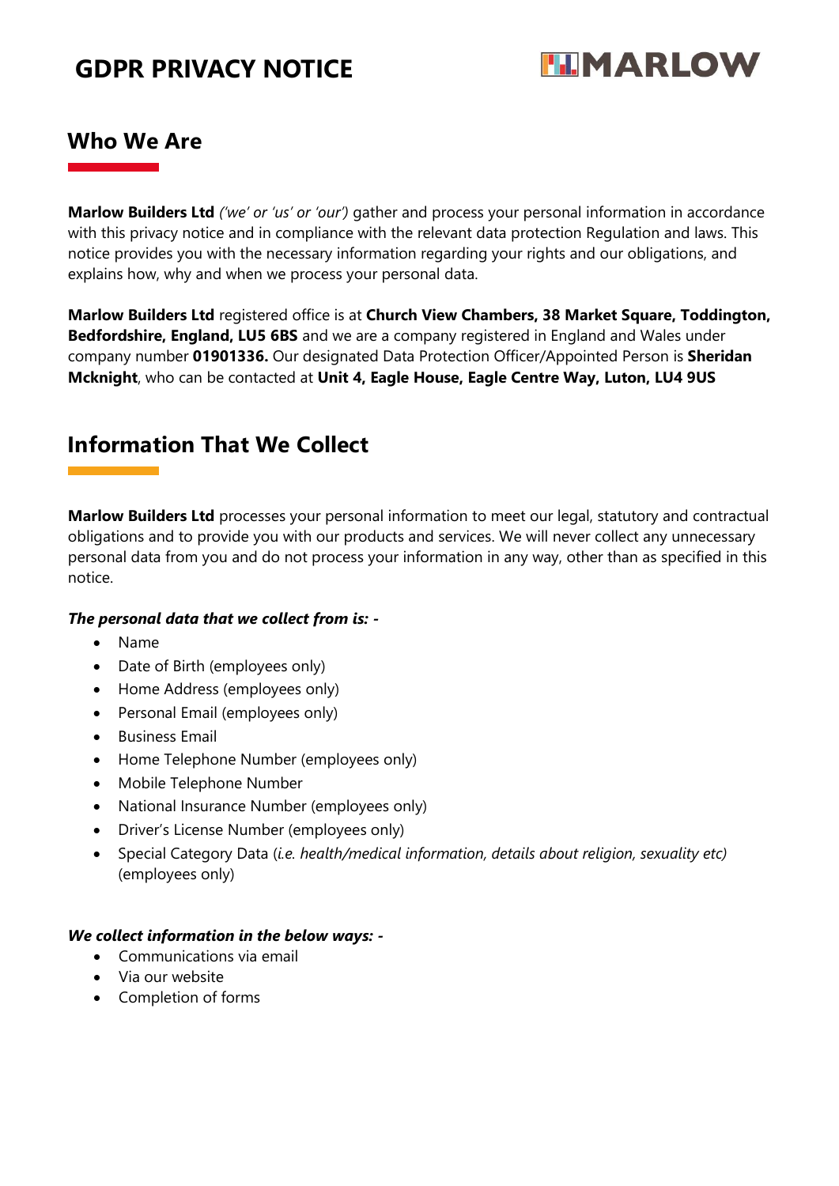# GDPR PRIVACY NOTICE

MARLOW

## Who We Are

**Marlow Builders Ltd** *('we' or 'us' or 'our')* gather and process your personal information in accordance with this privacy notice and in compliance with the relevant data protection Regulation and laws. This notice provides you with the necessary information regarding your rights and our obligations, and explains how, why and when we process your personal data.

**Marlow Builders Ltd** registered office is at **Church View Chambers, 38 Market Square, Toddington, Bedfordshire, England, LU5 6BS** and we are a company registered in England and Wales under company number **01901336.** Our designated Data Protection Officer/Appointed Person is **Sheridan Mcknight**, who can be contacted at **Unit 4, Eagle House, Eagle Centre Way, Luton, LU4 9US**

## Information That We Collect

**Marlow Builders Ltd** processes your personal information to meet our legal, statutory and contractual obligations and to provide you with our products and services. We will never collect any unnecessary personal data from you and do not process your information in any way, other than as specified in this notice.

***The personal data that we collect from is: -***

- Name
- Date of Birth (employees only)
- Home Address (employees only)
- Personal Email (employees only)
- Business Email
- Home Telephone Number (employees only)
- Mobile Telephone Number
- National Insurance Number (employees only)
- Driver's License Number (employees only)
- Special Category Data (*i.e. health/medical information, details about religion, sexuality etc)* (employees only)

***We collect information in the below ways: -***

- Communications via email
- Via our website
- Completion of forms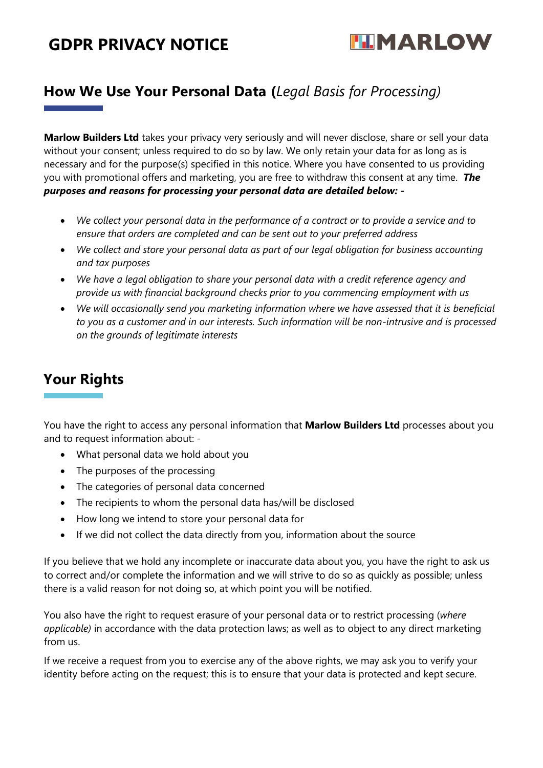# GDPR PRIVACY NOTICE

## How We Use Your Personal Data (*Legal Basis for Processing)*

**Marlow Builders Ltd** takes your privacy very seriously and will never disclose, share or sell your data without your consent; unless required to do so by law. We only retain your data for as long as is necessary and for the purpose(s) specified in this notice. Where you have consented to us providing you with promotional offers and marketing, you are free to withdraw this consent at any time. ***The purposes and reasons for processing your personal data are detailed below: -***

- *We collect your personal data in the performance of a contract or to provide a service and to ensure that orders are completed and can be sent out to your preferred address*
- *We collect and store your personal data as part of our legal obligation for business accounting and tax purposes*
- *We have a legal obligation to share your personal data with a credit reference agency and provide us with financial background checks prior to you commencing employment with us*
- *We will occasionally send you marketing information where we have assessed that it is beneficial to you as a customer and in our interests. Such information will be non-intrusive and is processed on the grounds of legitimate interests*

## Your Rights

You have the right to access any personal information that **Marlow Builders Ltd** processes about you and to request information about: -

- What personal data we hold about you
- The purposes of the processing
- The categories of personal data concerned
- The recipients to whom the personal data has/will be disclosed
- How long we intend to store your personal data for
- If we did not collect the data directly from you, information about the source

If you believe that we hold any incomplete or inaccurate data about you, you have the right to ask us to correct and/or complete the information and we will strive to do so as quickly as possible; unless there is a valid reason for not doing so, at which point you will be notified.

You also have the right to request erasure of your personal data or to restrict processing (*where applicable)* in accordance with the data protection laws; as well as to object to any direct marketing from us.

If we receive a request from you to exercise any of the above rights, we may ask you to verify your identity before acting on the request; this is to ensure that your data is protected and kept secure.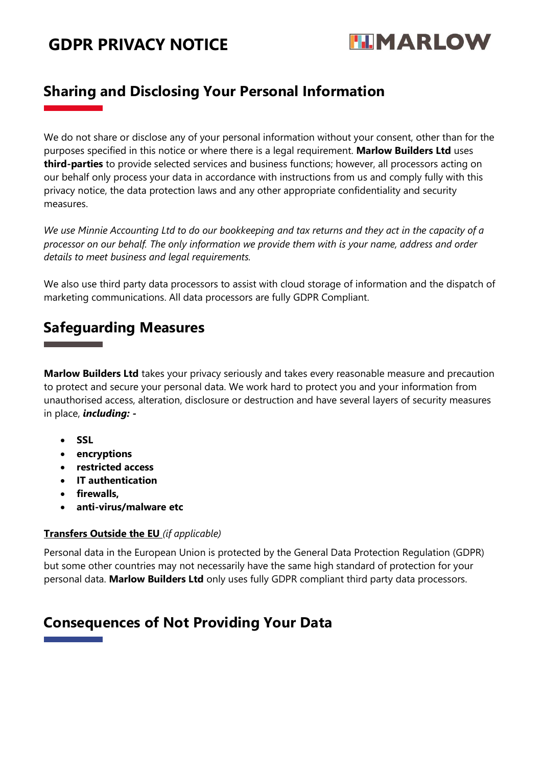## Sharing and Disclosing Your Personal Information

We do not share or disclose any of your personal information without your consent, other than for the purposes specified in this notice or where there is a legal requirement. **Marlow Builders Ltd** uses **third-parties** to provide selected services and business functions; however, all processors acting on our behalf only process your data in accordance with instructions from us and comply fully with this privacy notice, the data protection laws and any other appropriate confidentiality and security measures.

*We use Minnie Accounting Ltd to do our bookkeeping and tax returns and they act in the capacity of a processor on our behalf. The only information we provide them with is your name, address and order details to meet business and legal requirements.*

We also use third party data processors to assist with cloud storage of information and the dispatch of marketing communications. All data processors are fully GDPR Compliant.

## Safeguarding Measures

**Marlow Builders Ltd** takes your privacy seriously and takes every reasonable measure and precaution to protect and secure your personal data. We work hard to protect you and your information from unauthorised access, alteration, disclosure or destruction and have several layers of security measures in place, ***including: -***

- **SSL**
- **encryptions**
- **restricted access**
- **IT authentication**
- **firewalls,**
- **anti-virus/malware etc**

**Transfers Outside the EU** *(if applicable)*

Personal data in the European Union is protected by the General Data Protection Regulation (GDPR) but some other countries may not necessarily have the same high standard of protection for your personal data. **Marlow Builders Ltd** only uses fully GDPR compliant third party data processors.

## Consequences of Not Providing Your Data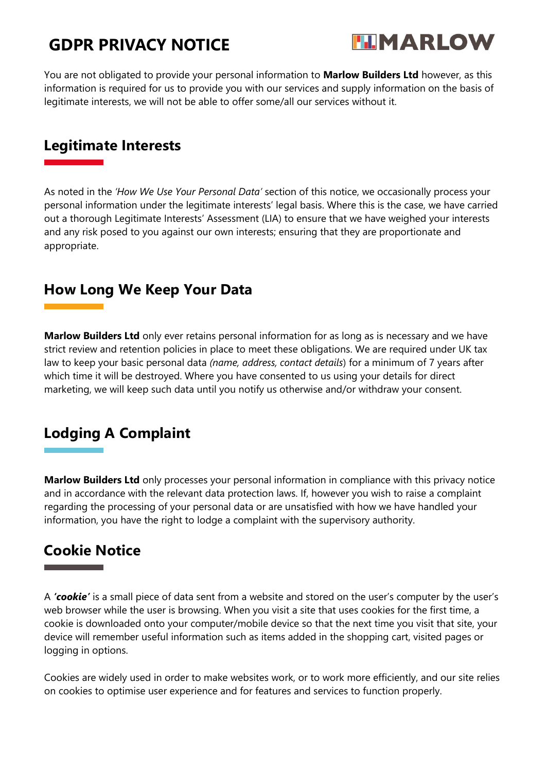# GDPR PRIVACY NOTICE

You are not obligated to provide your personal information to **Marlow Builders Ltd** however, as this information is required for us to provide you with our services and supply information on the basis of legitimate interests, we will not be able to offer some/all our services without it.

## Legitimate Interests

As noted in the *'How We Use Your Personal Data'* section of this notice, we occasionally process your personal information under the legitimate interests' legal basis. Where this is the case, we have carried out a thorough Legitimate Interests' Assessment (LIA) to ensure that we have weighed your interests and any risk posed to you against our own interests; ensuring that they are proportionate and appropriate.

## How Long We Keep Your Data

**Marlow Builders Ltd** only ever retains personal information for as long as is necessary and we have strict review and retention policies in place to meet these obligations. We are required under UK tax law to keep your basic personal data *(name, address, contact details*) for a minimum of 7 years after which time it will be destroyed. Where you have consented to us using your details for direct marketing, we will keep such data until you notify us otherwise and/or withdraw your consent.

## Lodging A Complaint

**Marlow Builders Ltd** only processes your personal information in compliance with this privacy notice and in accordance with the relevant data protection laws. If, however you wish to raise a complaint regarding the processing of your personal data or are unsatisfied with how we have handled your information, you have the right to lodge a complaint with the supervisory authority.

## Cookie Notice

A ***'cookie'*** is a small piece of data sent from a website and stored on the user's computer by the user's web browser while the user is browsing. When you visit a site that uses cookies for the first time, a cookie is downloaded onto your computer/mobile device so that the next time you visit that site, your device will remember useful information such as items added in the shopping cart, visited pages or logging in options.

Cookies are widely used in order to make websites work, or to work more efficiently, and our site relies on cookies to optimise user experience and for features and services to function properly.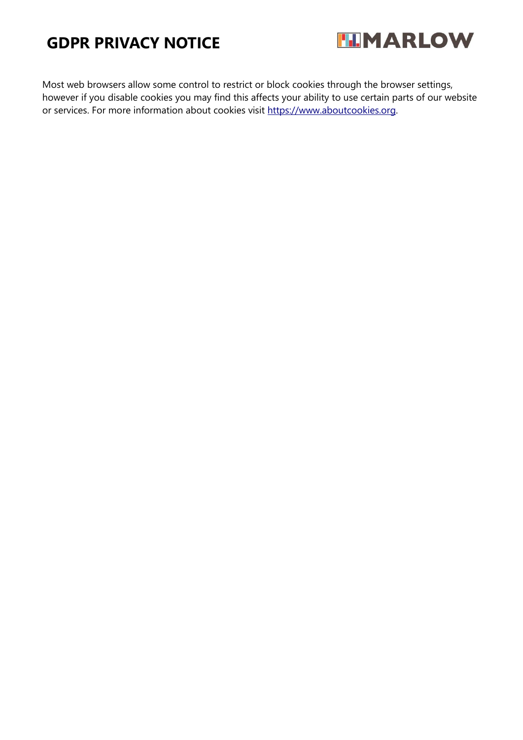Most web browsers allow some control to restrict or block cookies through the browser settings, however if you disable cookies you may find this affects your ability to use certain parts of our website or services. For more information about cookies visit https://www.aboutcookies.org.